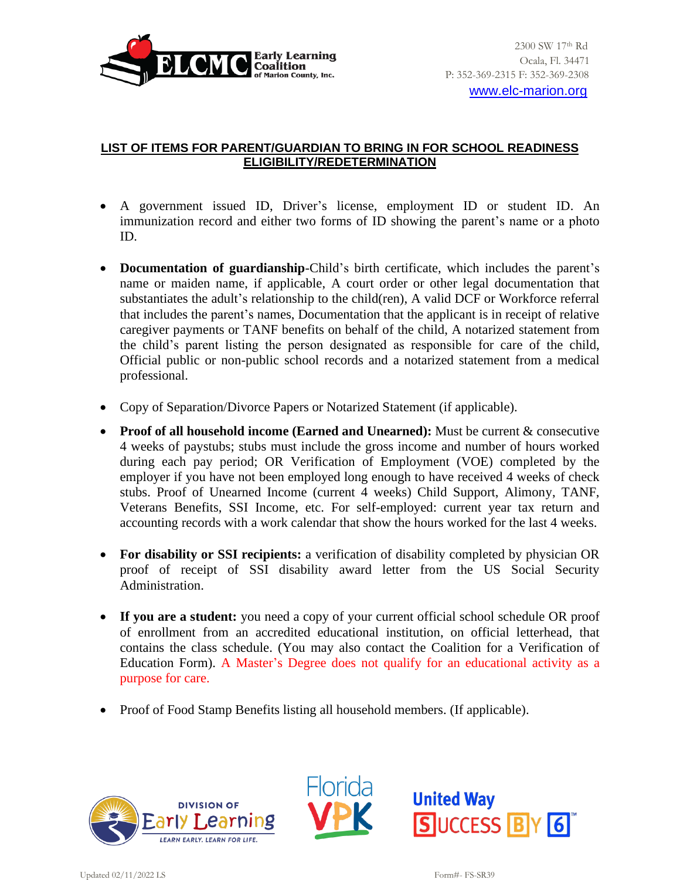ELCMC Early Learning Coalition of Marion County, Inc.

2300 SW 17th Rd
Ocala, Fl. 34471
P: 352-369-2315 F: 352-369-2308
www.elc-marion.org

## LIST OF ITEMS FOR PARENT/GUARDIAN TO BRING IN FOR SCHOOL READINESS ELIGIBILITY/REDETERMINATION

- A government issued ID, Driver's license, employment ID or student ID. An immunization record and either two forms of ID showing the parent's name or a photo ID.

- **Documentation of guardianship**-Child's birth certificate, which includes the parent's name or maiden name, if applicable, A court order or other legal documentation that substantiates the adult's relationship to the child(ren), A valid DCF or Workforce referral that includes the parent's names, Documentation that the applicant is in receipt of relative caregiver payments or TANF benefits on behalf of the child, A notarized statement from the child's parent listing the person designated as responsible for care of the child, Official public or non-public school records and a notarized statement from a medical professional.

- Copy of Separation/Divorce Papers or Notarized Statement (if applicable).

- **Proof of all household income (Earned and Unearned):** Must be current & consecutive 4 weeks of paystubs; stubs must include the gross income and number of hours worked during each pay period; OR Verification of Employment (VOE) completed by the employer if you have not been employed long enough to have received 4 weeks of check stubs. Proof of Unearned Income (current 4 weeks) Child Support, Alimony, TANF, Veterans Benefits, SSI Income, etc. For self-employed: current year tax return and accounting records with a work calendar that show the hours worked for the last 4 weeks.

- **For disability or SSI recipients:** a verification of disability completed by physician OR proof of receipt of SSI disability award letter from the US Social Security Administration.

- **If you are a student:** you need a copy of your current official school schedule OR proof of enrollment from an accredited educational institution, on official letterhead, that contains the class schedule. (You may also contact the Coalition for a Verification of Education Form). A Master's Degree does not qualify for an educational activity as a purpose for care.

- Proof of Food Stamp Benefits listing all household members. (If applicable).

Division of Early Learning — Learn Early. Learn for Life. | Florida VPK | United Way Success By 6

Updated 02/11/2022 LS

Form#- FS-SR39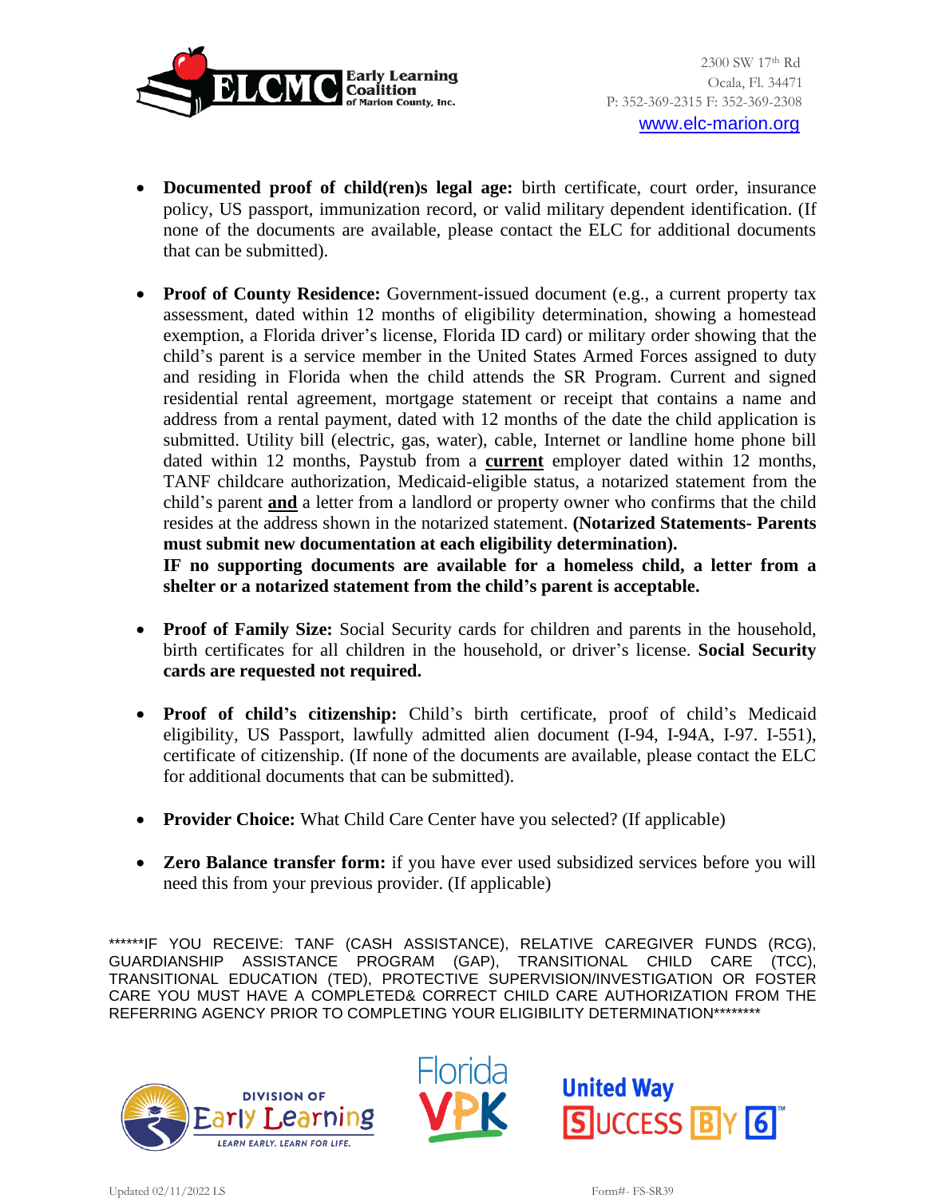ELCMC Early Learning Coalition of Marion County, Inc.

2300 SW 17th Rd
Ocala, Fl. 34471
P: 352-369-2315 F: 352-369-2308
www.elc-marion.org

- **Documented proof of child(ren)s legal age:** birth certificate, court order, insurance policy, US passport, immunization record, or valid military dependent identification. (If none of the documents are available, please contact the ELC for additional documents that can be submitted).

- **Proof of County Residence:** Government-issued document (e.g., a current property tax assessment, dated within 12 months of eligibility determination, showing a homestead exemption, a Florida driver's license, Florida ID card) or military order showing that the child's parent is a service member in the United States Armed Forces assigned to duty and residing in Florida when the child attends the SR Program. Current and signed residential rental agreement, mortgage statement or receipt that contains a name and address from a rental payment, dated with 12 months of the date the child application is submitted. Utility bill (electric, gas, water), cable, Internet or landline home phone bill dated within 12 months, Paystub from a **current** employer dated within 12 months, TANF childcare authorization, Medicaid-eligible status, a notarized statement from the child's parent **and** a letter from a landlord or property owner who confirms that the child resides at the address shown in the notarized statement. **(Notarized Statements- Parents must submit new documentation at each eligibility determination).**
  **IF no supporting documents are available for a homeless child, a letter from a shelter or a notarized statement from the child's parent is acceptable.**

- **Proof of Family Size:** Social Security cards for children and parents in the household, birth certificates for all children in the household, or driver's license. **Social Security cards are requested not required.**

- **Proof of child's citizenship:** Child's birth certificate, proof of child's Medicaid eligibility, US Passport, lawfully admitted alien document (I-94, I-94A, I-97. I-551), certificate of citizenship. (If none of the documents are available, please contact the ELC for additional documents that can be submitted).

- **Provider Choice:** What Child Care Center have you selected? (If applicable)

- **Zero Balance transfer form:** if you have ever used subsidized services before you will need this from your previous provider. (If applicable)

******IF YOU RECEIVE: TANF (CASH ASSISTANCE), RELATIVE CAREGIVER FUNDS (RCG), GUARDIANSHIP ASSISTANCE PROGRAM (GAP), TRANSITIONAL CHILD CARE (TCC), TRANSITIONAL EDUCATION (TED), PROTECTIVE SUPERVISION/INVESTIGATION OR FOSTER CARE YOU MUST HAVE A COMPLETED& CORRECT CHILD CARE AUTHORIZATION FROM THE REFERRING AGENCY PRIOR TO COMPLETING YOUR ELIGIBILITY DETERMINATION********

Division of Early Learning — Learn Early. Learn for Life.
Florida VPK
United Way Success By 6

Updated 02/11/2022 LS

Form#- FS-SR39